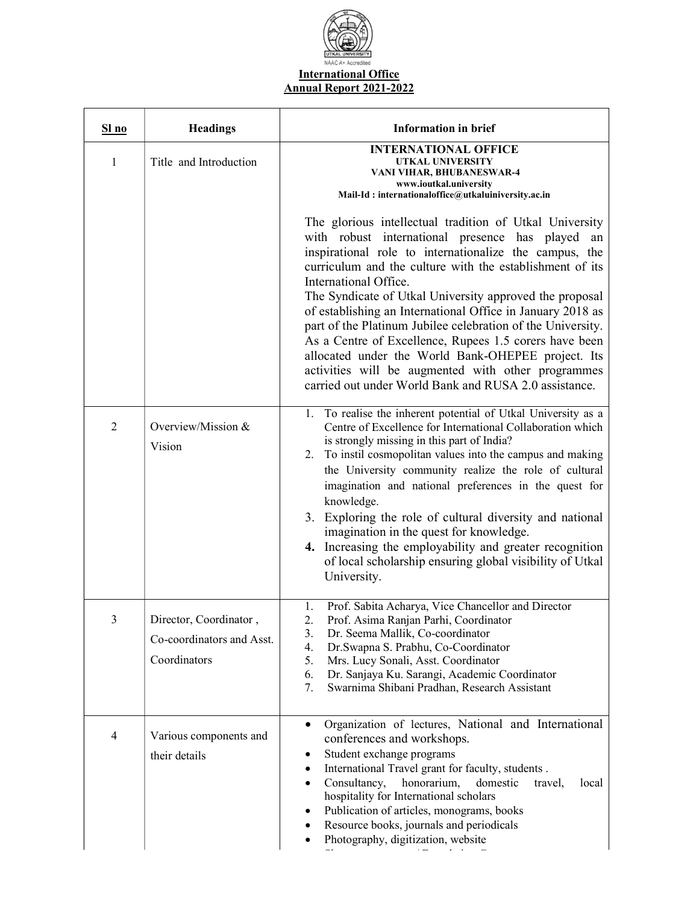UTKAL UNIVERSITY

NAAC A+ Accredited

**International Office**

**Annual Report 2021-2022**

| Sl no | Headings | Information in brief |
|---|---|---|
| 1 | Title and Introduction | **INTERNATIONAL OFFICE**<br>**UTKAL UNIVERSITY**<br>**VANI VIHAR, BHUBANESWAR-4**<br>**www.ioutkal.university**<br>**Mail-Id : internationaloffice@utkaluniversity.ac.in**<br><br>The glorious intellectual tradition of Utkal University with robust international presence has played an inspirational role to internationalize the campus, the curriculum and the culture with the establishment of its International Office.<br>The Syndicate of Utkal University approved the proposal of establishing an International Office in January 2018 as part of the Platinum Jubilee celebration of the University. As a Centre of Excellence, Rupees 1.5 corers have been allocated under the World Bank-OHEPEE project. Its activities will be augmented with other programmes carried out under World Bank and RUSA 2.0 assistance. |
| 2 | Overview/Mission & Vision | 1. To realise the inherent potential of Utkal University as a Centre of Excellence for International Collaboration which is strongly missing in this part of India?<br>2. To instil cosmopolitan values into the campus and making the University community realize the role of cultural imagination and national preferences in the quest for knowledge.<br>3. Exploring the role of cultural diversity and national imagination in the quest for knowledge.<br>**4.** Increasing the employability and greater recognition of local scholarship ensuring global visibility of Utkal University. |
| 3 | Director, Coordinator , Co-coordinators and Asst. Coordinators | 1. Prof. Sabita Acharya, Vice Chancellor and Director<br>2. Prof. Asima Ranjan Parhi, Coordinator<br>3. Dr. Seema Mallik, Co-coordinator<br>4. Dr.Swapna S. Prabhu, Co-Coordinator<br>5. Mrs. Lucy Sonali, Asst. Coordinator<br>6. Dr. Sanjaya Ku. Sarangi, Academic Coordinator<br>7. Swarnima Shibani Pradhan, Research Assistant |
| 4 | Various components and their details | • Organization of lectures, National and International conferences and workshops.<br>• Student exchange programs<br>• International Travel grant for faculty, students .<br>• Consultancy, honorarium, domestic travel, local hospitality for International scholars<br>• Publication of articles, monograms, books<br>• Resource books, journals and periodicals<br>• Photography, digitization, website |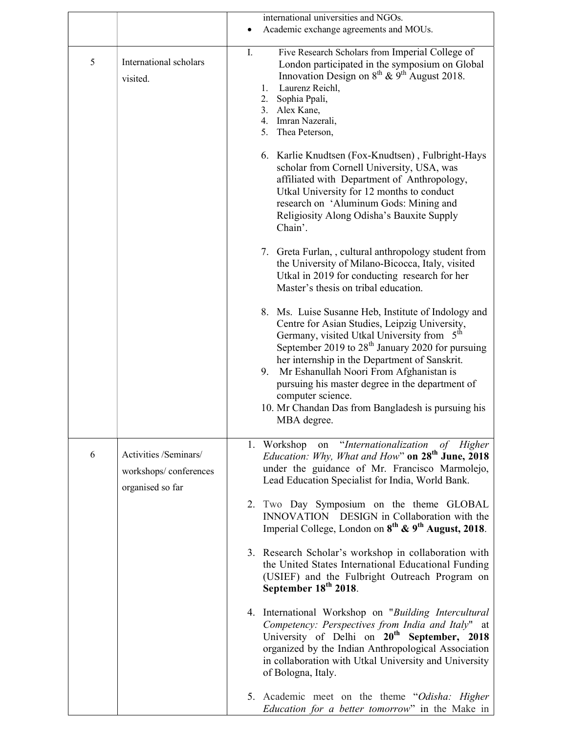| | | |
|---|---|---|
| | | international universities and NGOs.<br>• Academic exchange agreements and MOUs. |
| 5 | International scholars visited. | I. Five Research Scholars from Imperial College of London participated in the symposium on Global Innovation Design on 8th & 9th August 2018.<br>1. Laurenz Reichl,<br>2. Sophia Ppali,<br>3. Alex Kane,<br>4. Imran Nazerali,<br>5. Thea Peterson,<br><br>6. Karlie Knudtsen (Fox-Knudtsen) , Fulbright-Hays scholar from Cornell University, USA, was affiliated with Department of Anthropology, Utkal University for 12 months to conduct research on 'Aluminum Gods: Mining and Religiosity Along Odisha's Bauxite Supply Chain'.<br><br>7. Greta Furlan, , cultural anthropology student from the University of Milano-Bicocca, Italy, visited Utkal in 2019 for conducting research for her Master's thesis on tribal education.<br><br>8. Ms. Luise Susanne Heb, Institute of Indology and Centre for Asian Studies, Leipzig University, Germany, visited Utkal University from 5th September 2019 to 28th January 2020 for pursuing her internship in the Department of Sanskrit.<br>9. Mr Eshanullah Noori From Afghanistan is pursuing his master degree in the department of computer science.<br>10. Mr Chandan Das from Bangladesh is pursuing his MBA degree. |
| 6 | Activities /Seminars/ workshops/ conferences organised so far | 1. Workshop on "*Internationalization of Higher Education: Why, What and How*" **on 28th June, 2018** under the guidance of Mr. Francisco Marmolejo, Lead Education Specialist for India, World Bank.<br><br>2. Two Day Symposium on the theme GLOBAL INNOVATION DESIGN in Collaboration with the Imperial College, London on **8th & 9th August, 2018**.<br><br>3. Research Scholar's workshop in collaboration with the United States International Educational Funding (USIEF) and the Fulbright Outreach Program on **September 18th 2018**.<br><br>4. International Workshop on "*Building Intercultural Competency: Perspectives from India and Italy*" at University of Delhi on **20th September, 2018** organized by the Indian Anthropological Association in collaboration with Utkal University and University of Bologna, Italy.<br><br>5. Academic meet on the theme "*Odisha: Higher Education for a better tomorrow*" in the Make in |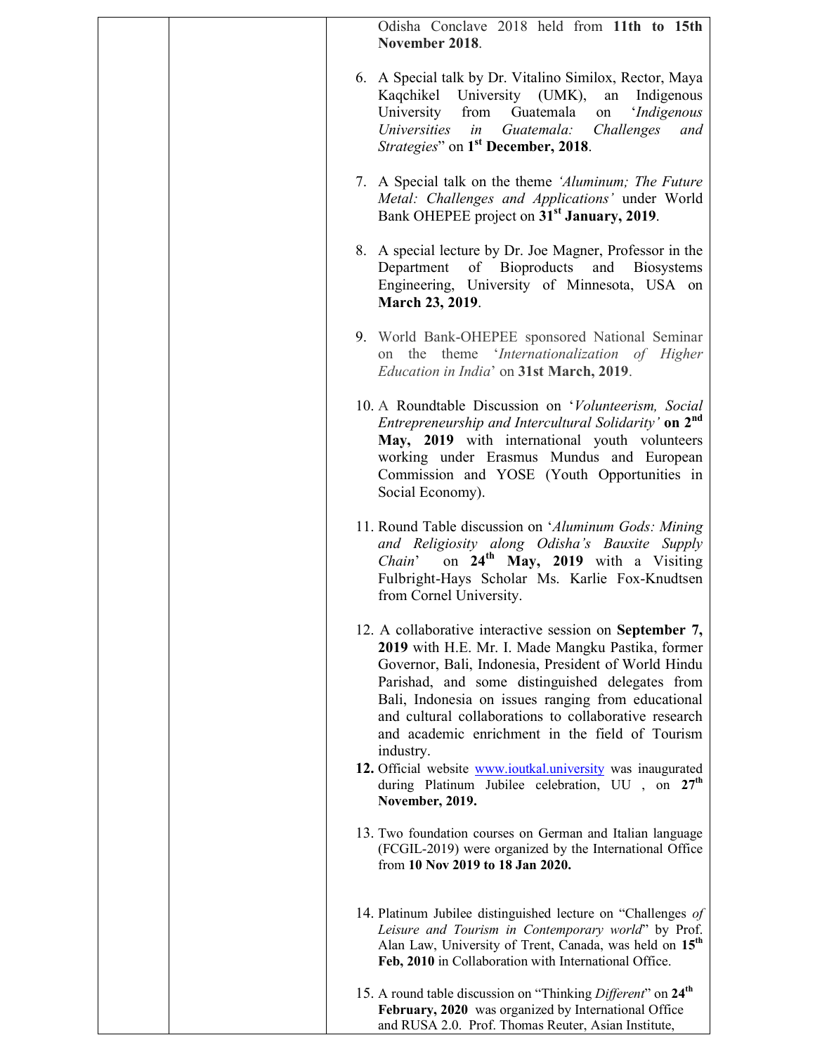| | | Odisha Conclave 2018 held from **11th to 15th November 2018**.<br><br>6. A Special talk by Dr. Vitalino Similox, Rector, Maya Kaqchikel University (UMK), an Indigenous University from Guatemala on '*Indigenous Universities in Guatemala: Challenges and Strategies*" on **1st December, 2018**.<br><br>7. A Special talk on the theme *'Aluminum; The Future Metal: Challenges and Applications'* under World Bank OHEPEE project on **31st January, 2019**.<br><br>8. A special lecture by Dr. Joe Magner, Professor in the Department of Bioproducts and Biosystems Engineering, University of Minnesota, USA on **March 23, 2019**.<br><br>9. World Bank-OHEPEE sponsored National Seminar on the theme '*Internationalization of Higher Education in India*' on **31st March, 2019**.<br><br>10. A Roundtable Discussion on '*Volunteerism, Social Entrepreneurship and Intercultural Solidarity'* **on 2nd May, 2019** with international youth volunteers working under Erasmus Mundus and European Commission and YOSE (Youth Opportunities in Social Economy).<br><br>11. Round Table discussion on '*Aluminum Gods: Mining and Religiosity along Odisha's Bauxite Supply Chain*' on **24th May, 2019** with a Visiting Fulbright-Hays Scholar Ms. Karlie Fox-Knudtsen from Cornel University.<br><br>12. A collaborative interactive session on **September 7, 2019** with H.E. Mr. I. Made Mangku Pastika, former Governor, Bali, Indonesia, President of World Hindu Parishad, and some distinguished delegates from Bali, Indonesia on issues ranging from educational and cultural collaborations to collaborative research and academic enrichment in the field of Tourism industry.<br>**12.** Official website www.ioutkal.university was inaugurated during Platinum Jubilee celebration, UU , on **27th November, 2019.**<br><br>13. Two foundation courses on German and Italian language (FCGIL-2019) were organized by the International Office from **10 Nov 2019 to 18 Jan 2020.**<br><br>14. Platinum Jubilee distinguished lecture on "Challenges *of Leisure and Tourism in Contemporary world*" by Prof. Alan Law, University of Trent, Canada, was held on **15th Feb, 2010** in Collaboration with International Office.<br><br>15. A round table discussion on "Thinking *Different*" on **24th February, 2020** was organized by International Office and RUSA 2.0. Prof. Thomas Reuter, Asian Institute, |
|---|---|---|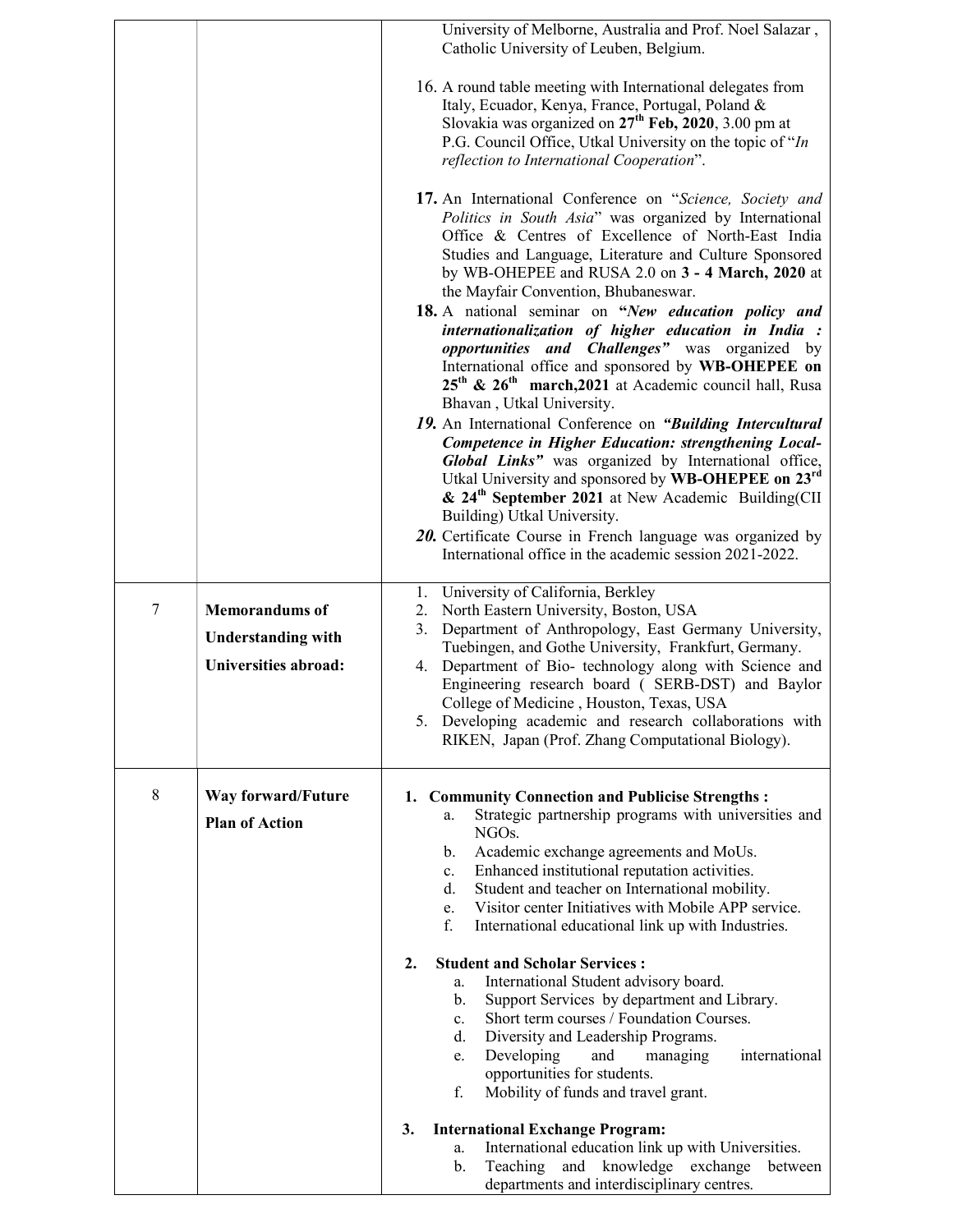| | | |
|---|---|---|
| | | University of Melborne, Australia and Prof. Noel Salazar , Catholic University of Leuben, Belgium.<br><br>16. A round table meeting with International delegates from Italy, Ecuador, Kenya, France, Portugal, Poland & Slovakia was organized on **27th Feb, 2020**, 3.00 pm at P.G. Council Office, Utkal University on the topic of "*In reflection to International Cooperation*".<br><br>**17.** An International Conference on "*Science, Society and Politics in South Asia*" was organized by International Office & Centres of Excellence of North-East India Studies and Language, Literature and Culture Sponsored by WB-OHEPEE and RUSA 2.0 on **3 - 4 March, 2020** at the Mayfair Convention, Bhubaneswar.<br>**18.** A national seminar on ***"New education policy and internationalization of higher education in India : opportunities and Challenges"*** was organized by International office and sponsored by **WB-OHEPEE on 25th & 26th march,2021** at Academic council hall, Rusa Bhavan , Utkal University.<br>***19.*** An International Conference on ***"Building Intercultural Competence in Higher Education: strengthening Local-Global Links"*** was organized by International office, Utkal University and sponsored by **WB-OHEPEE on 23rd & 24th September 2021** at New Academic Building(CII Building) Utkal University.<br>***20.*** Certificate Course in French language was organized by International office in the academic session 2021-2022. |
| 7 | **Memorandums of Understanding with Universities abroad:** | 1. University of California, Berkley<br>2. North Eastern University, Boston, USA<br>3. Department of Anthropology, East Germany University, Tuebingen, and Gothe University, Frankfurt, Germany.<br>4. Department of Bio- technology along with Science and Engineering research board ( SERB-DST) and Baylor College of Medicine , Houston, Texas, USA<br>5. Developing academic and research collaborations with RIKEN, Japan (Prof. Zhang Computational Biology). |
| 8 | **Way forward/Future Plan of Action** | **1. Community Connection and Publicise Strengths :**<br>a. Strategic partnership programs with universities and NGOs.<br>b. Academic exchange agreements and MoUs.<br>c. Enhanced institutional reputation activities.<br>d. Student and teacher on International mobility.<br>e. Visitor center Initiatives with Mobile APP service.<br>f. International educational link up with Industries.<br><br>**2. Student and Scholar Services :**<br>a. International Student advisory board.<br>b. Support Services by department and Library.<br>c. Short term courses / Foundation Courses.<br>d. Diversity and Leadership Programs.<br>e. Developing and managing international opportunities for students.<br>f. Mobility of funds and travel grant.<br><br>**3. International Exchange Program:**<br>a. International education link up with Universities.<br>b. Teaching and knowledge exchange between departments and interdisciplinary centres. |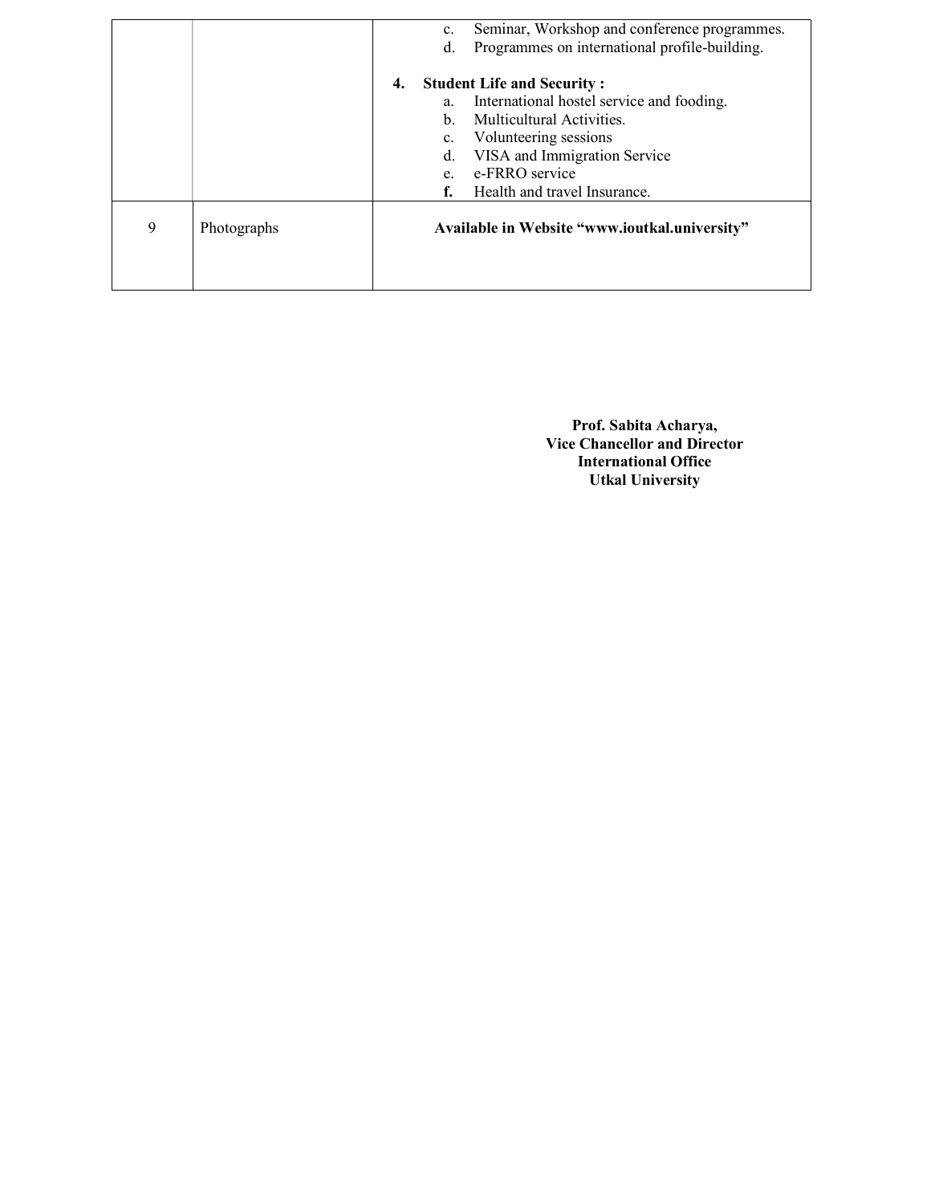| | | |
|---|---|---|
| | | c. Seminar, Workshop and conference programmes.<br>d. Programmes on international profile-building.<br><br>**4. Student Life and Security :**<br>a. International hostel service and fooding.<br>b. Multicultural Activities.<br>c. Volunteering sessions<br>d. VISA and Immigration Service<br>e. e-FRRO service<br>**f.** Health and travel Insurance. |
| 9 | Photographs | **Available in Website "www.ioutkal.university"** |

**Prof. Sabita Acharya,**
**Vice Chancellor and Director**
**International Office**
**Utkal University**